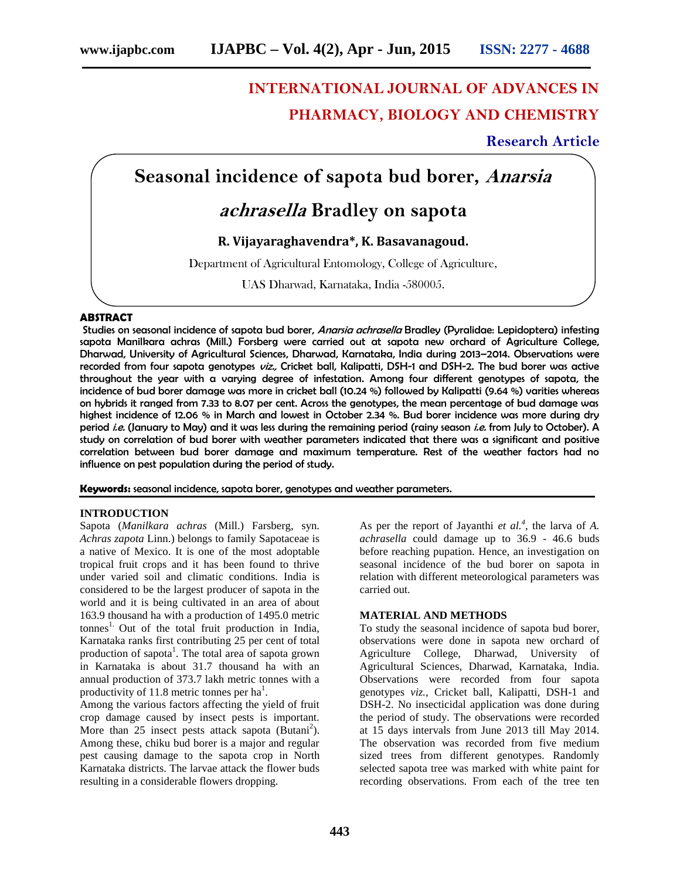# INTERNATIONAL JOURNAL OF ADVANCES IN PHARMACY, BIOLOGY AND CHEMISTRY

**Research Article**

# Seasonal incidence of sapota bud borer, *Anarsia achrasella* Bradley on sapota

**R. Vijayaraghavendra\*, K. Basavanagoud.**

Department of Agricultural Entomology, College of Agriculture,

UAS Dharwad, Karnataka, India -580005.

## ABSTRACT

Studies on seasonal incidence of sapota bud borer, *Anarsia achrasella* Bradley (Pyralidae: Lepidoptera) infesting sapota Manilkara achras (Mill.) Forsberg were carried out at sapota new orchard of Agriculture College, Dharwad, University of Agricultural Sciences, Dharwad, Karnataka, India during 2013–2014. Observations were recorded from four sapota genotypes *viz.,* Cricket ball, Kalipatti, DSH-1 and DSH-2. The bud borer was active throughout the year with a varying degree of infestation. Among four different genotypes of sapota, the incidence of bud borer damage was more in cricket ball (10.24 %) followed by Kalipatti (9.64 %) varities whereas on hybrids it ranged from 7.33 to 8.07 per cent. Across the genotypes, the mean percentage of bud damage was highest incidence of 12.06 % in March and lowest in October 2.34 %. Bud borer incidence was more during dry period *i.e.* (January to May) and it was less during the remaining period (rainy season *i.e.* from July to October). A study on correlation of bud borer with weather parameters indicated that there was a significant and positive correlation between bud borer damage and maximum temperature. Rest of the weather factors had no influence on pest population during the period of study.

**Keywords:** seasonal incidence, sapota borer, genotypes and weather parameters.

## INTRODUCTION

Sapota (*Manilkara achras* (Mill.) Farsberg, syn. *Achras zapota* Linn.) belongs to family Sapotaceae is a native of Mexico. It is one of the most adoptable tropical fruit crops and it has been found to thrive under varied soil and climatic conditions. India is considered to be the largest producer of sapota in the world and it is being cultivated in an area of about 163.9 thousand ha with a production of 1495.0 metric tonnes[1]. Out of the total fruit production in India, Karnataka ranks first contributing 25 per cent of total production of sapota[1]. The total area of sapota grown in Karnataka is about 31.7 thousand ha with an annual production of 373.7 lakh metric tonnes with a productivity of 11.8 metric tonnes per ha[1].

Among the various factors affecting the yield of fruit crop damage caused by insect pests is important. More than 25 insect pests attack sapota (Butani[2]). Among these, chiku bud borer is a major and regular pest causing damage to the sapota crop in North Karnataka districts. The larvae attack the flower buds resulting in a considerable flowers dropping.

As per the report of Jayanthi *et al.*[4], the larva of *A. achrasella* could damage up to 36.9 - 46.6 buds before reaching pupation. Hence, an investigation on seasonal incidence of the bud borer on sapota in relation with different meteorological parameters was carried out.

## MATERIAL AND METHODS

To study the seasonal incidence of sapota bud borer, observations were done in sapota new orchard of Agriculture College, Dharwad, University of Agricultural Sciences, Dharwad, Karnataka, India. Observations were recorded from four sapota genotypes *viz.,* Cricket ball, Kalipatti, DSH-1 and DSH-2. No insecticidal application was done during the period of study. The observations were recorded at 15 days intervals from June 2013 till May 2014. The observation was recorded from five medium sized trees from different genotypes. Randomly selected sapota tree was marked with white paint for recording observations. From each of the tree ten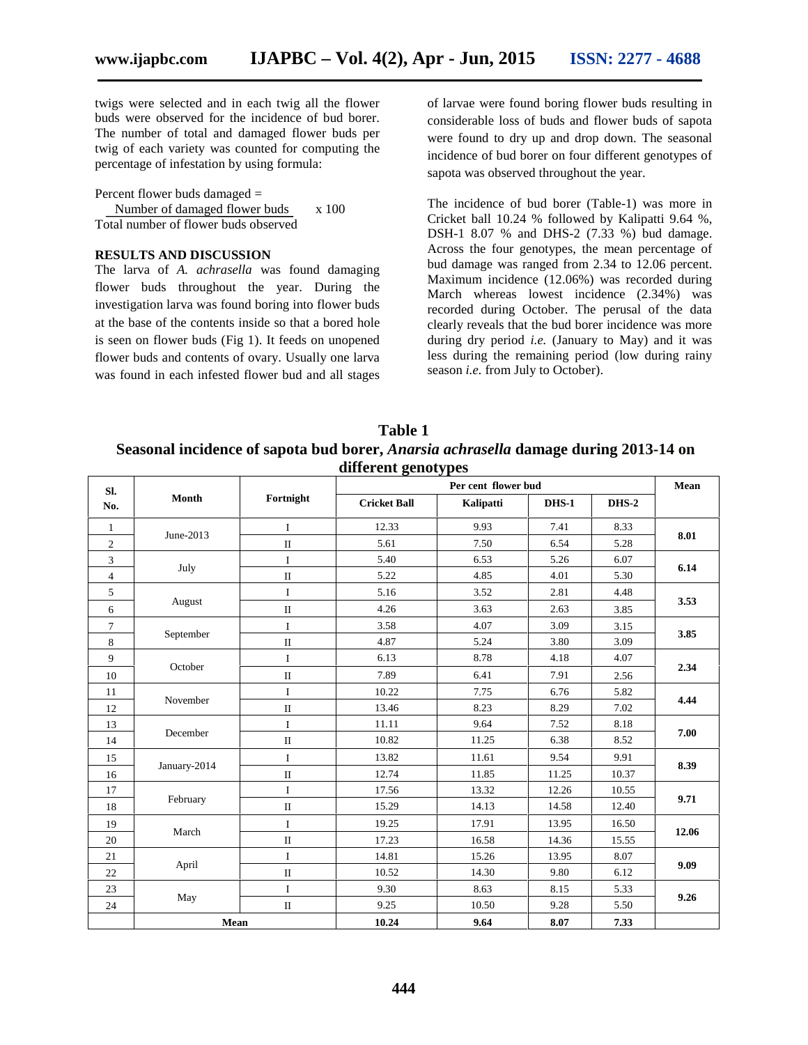twigs were selected and in each twig all the flower buds were observed for the incidence of bud borer. The number of total and damaged flower buds per twig of each variety was counted for computing the percentage of infestation by using formula:

$$\text{Percent flower buds damaged} = \frac{\text{Number of damaged flower buds}}{\text{Total number of flower buds observed}} \times 100$$

## RESULTS AND DISCUSSION

The larva of *A. achrasella* was found damaging flower buds throughout the year. During the investigation larva was found boring into flower buds at the base of the contents inside so that a bored hole is seen on flower buds (Fig 1). It feeds on unopened flower buds and contents of ovary. Usually one larva was found in each infested flower bud and all stages of larvae were found boring flower buds resulting in considerable loss of buds and flower buds of sapota were found to dry up and drop down. The seasonal incidence of bud borer on four different genotypes of sapota was observed throughout the year.

The incidence of bud borer (Table-1) was more in Cricket ball 10.24 % followed by Kalipatti 9.64 %, DSH-1 8.07 % and DHS-2 (7.33 %) bud damage. Across the four genotypes, the mean percentage of bud damage was ranged from 2.34 to 12.06 percent. Maximum incidence (12.06%) was recorded during March whereas lowest incidence (2.34%) was recorded during October. The perusal of the data clearly reveals that the bud borer incidence was more during dry period *i.e.* (January to May) and it was less during the remaining period (low during rainy season *i.e.* from July to October).

**Table 1**
**Seasonal incidence of sapota bud borer, *Anarsia achrasella* damage during 2013-14 on different genotypes**

| Sl. No. | Month | Fortnight | Per cent flower bud | | | | Mean |
|---|---|---|---|---|---|---|---|
| | | | Cricket Ball | Kalipatti | DHS-1 | DHS-2 | |
| 1 | June-2013 | I | 12.33 | 9.93 | 7.41 | 8.33 | 8.01 |
| 2 | | II | 5.61 | 7.50 | 6.54 | 5.28 | |
| 3 | July | I | 5.40 | 6.53 | 5.26 | 6.07 | 6.14 |
| 4 | | II | 5.22 | 4.85 | 4.01 | 5.30 | |
| 5 | August | I | 5.16 | 3.52 | 2.81 | 4.48 | 3.53 |
| 6 | | II | 4.26 | 3.63 | 2.63 | 3.85 | |
| 7 | September | I | 3.58 | 4.07 | 3.09 | 3.15 | 3.85 |
| 8 | | II | 4.87 | 5.24 | 3.80 | 3.09 | |
| 9 | October | I | 6.13 | 8.78 | 4.18 | 4.07 | 2.34 |
| 10 | | II | 7.89 | 6.41 | 7.91 | 2.56 | |
| 11 | November | I | 10.22 | 7.75 | 6.76 | 5.82 | 4.44 |
| 12 | | II | 13.46 | 8.23 | 8.29 | 7.02 | |
| 13 | December | I | 11.11 | 9.64 | 7.52 | 8.18 | 7.00 |
| 14 | | II | 10.82 | 11.25 | 6.38 | 8.52 | |
| 15 | January-2014 | I | 13.82 | 11.61 | 9.54 | 9.91 | 8.39 |
| 16 | | II | 12.74 | 11.85 | 11.25 | 10.37 | |
| 17 | February | I | 17.56 | 13.32 | 12.26 | 10.55 | 9.71 |
| 18 | | II | 15.29 | 14.13 | 14.58 | 12.40 | |
| 19 | March | I | 19.25 | 17.91 | 13.95 | 16.50 | 12.06 |
| 20 | | II | 17.23 | 16.58 | 14.36 | 15.55 | |
| 21 | April | I | 14.81 | 15.26 | 13.95 | 8.07 | 9.09 |
| 22 | | II | 10.52 | 14.30 | 9.80 | 6.12 | |
| 23 | May | I | 9.30 | 8.63 | 8.15 | 5.33 | 9.26 |
| 24 | | II | 9.25 | 10.50 | 9.28 | 5.50 | |
| | Mean | | 10.24 | 9.64 | 8.07 | 7.33 | |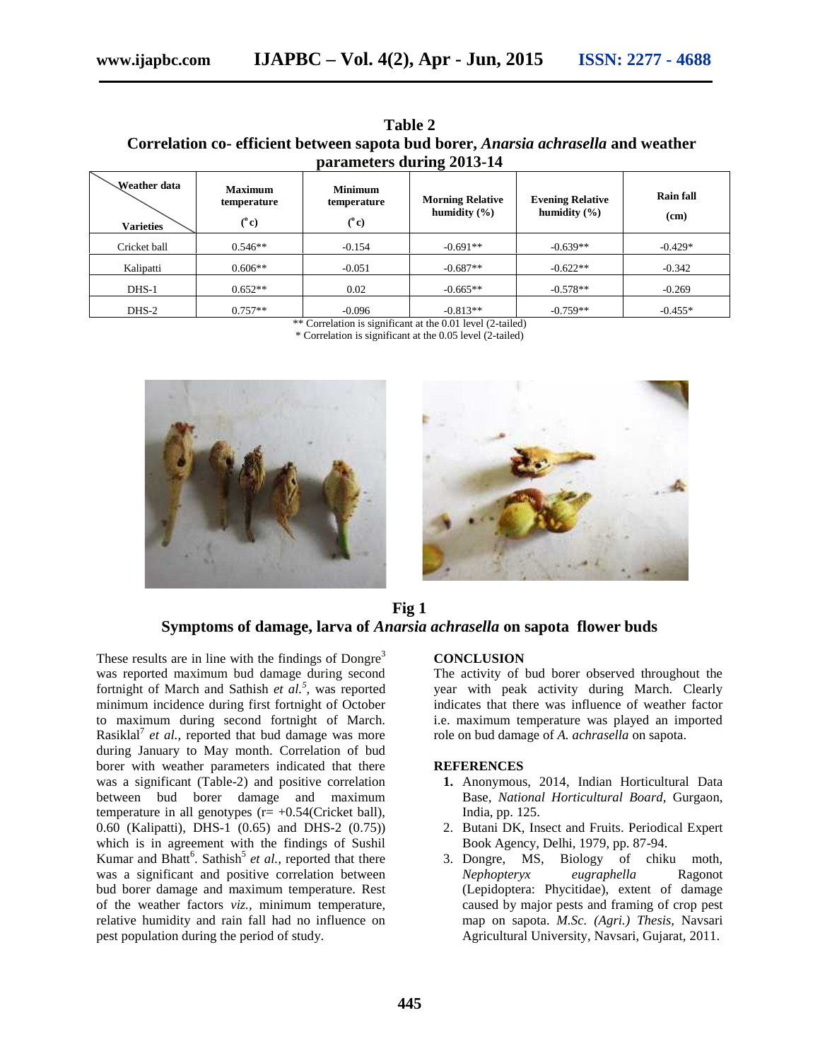**Table 2**
**Correlation co- efficient between sapota bud borer, *Anarsia achrasella* and weather parameters during 2013-14**

| Weather data / Varieties | Maximum temperature (°c) | Minimum temperature (°c) | Morning Relative humidity (%) | Evening Relative humidity (%) | Rain fall (cm) |
|---|---|---|---|---|---|
| Cricket ball | 0.546** | -0.154 | -0.691** | -0.639** | -0.429* |
| Kalipatti | 0.606** | -0.051 | -0.687** | -0.622** | -0.342 |
| DHS-1 | 0.652** | 0.02 | -0.665** | -0.578** | -0.269 |
| DHS-2 | 0.757** | -0.096 | -0.813** | -0.759** | -0.455* |

** Correlation is significant at the 0.01 level (2-tailed)
* Correlation is significant at the 0.05 level (2-tailed)

**Fig 1**
**Symptoms of damage, larva of *Anarsia achrasella* on sapota flower buds**

These results are in line with the findings of Dongre[3] was reported maximum bud damage during second fortnight of March and Sathish *et al.*[5], was reported minimum incidence during first fortnight of October to maximum during second fortnight of March. Rasiklal[7] *et al.,* reported that bud damage was more during January to May month. Correlation of bud borer with weather parameters indicated that there was a significant (Table-2) and positive correlation between bud borer damage and maximum temperature in all genotypes (r= +0.54(Cricket ball), 0.60 (Kalipatti), DHS-1 (0.65) and DHS-2 (0.75)) which is in agreement with the findings of Sushil Kumar and Bhatt[6]. Sathish[5] *et al.,* reported that there was a significant and positive correlation between bud borer damage and maximum temperature. Rest of the weather factors *viz.,* minimum temperature, relative humidity and rain fall had no influence on pest population during the period of study.

## CONCLUSION

The activity of bud borer observed throughout the year with peak activity during March. Clearly indicates that there was influence of weather factor i.e. maximum temperature was played an imported role on bud damage of *A. achrasella* on sapota.

## REFERENCES

1. Anonymous, 2014, Indian Horticultural Data Base, *National Horticultural Board*, Gurgaon, India, pp. 125.
2. Butani DK, Insect and Fruits. Periodical Expert Book Agency, Delhi, 1979, pp. 87-94.
3. Dongre, MS, Biology of chiku moth, *Nephopteryx eugraphella* Ragonot (Lepidoptera: Phycitidae), extent of damage caused by major pests and framing of crop pest map on sapota. *M.Sc. (Agri.) Thesis*, Navsari Agricultural University, Navsari, Gujarat, 2011.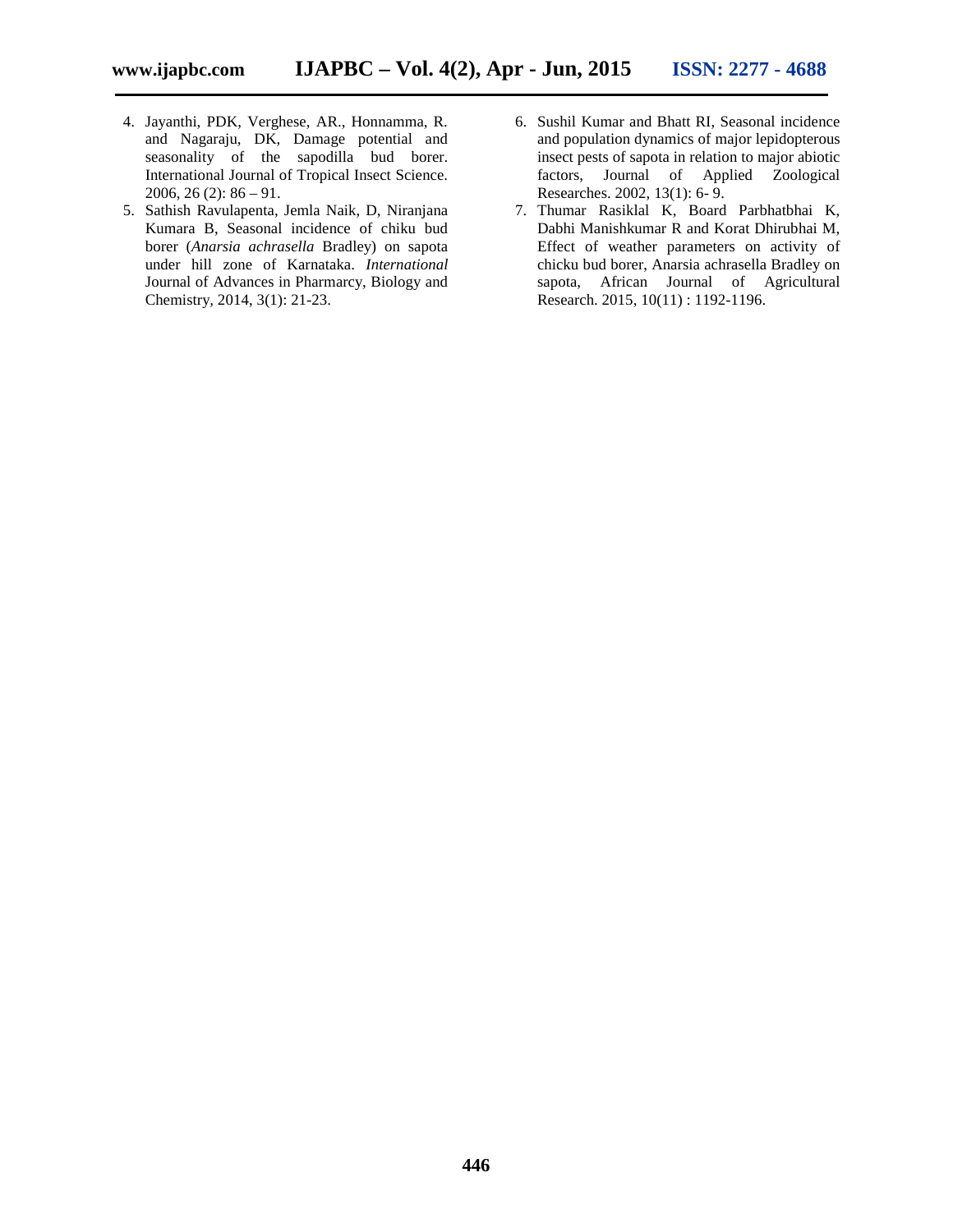4. Jayanthi, PDK, Verghese, AR., Honnamma, R. and Nagaraju, DK, Damage potential and seasonality of the sapodilla bud borer. International Journal of Tropical Insect Science. 2006, 26 (2): 86 – 91.
5. Sathish Ravulapenta, Jemla Naik, D, Niranjana Kumara B, Seasonal incidence of chiku bud borer (*Anarsia achrasella* Bradley) on sapota under hill zone of Karnataka. *International* Journal of Advances in Pharmarcy, Biology and Chemistry, 2014, 3(1): 21-23.
6. Sushil Kumar and Bhatt RI, Seasonal incidence and population dynamics of major lepidopterous insect pests of sapota in relation to major abiotic factors, Journal of Applied Zoological Researches. 2002, 13(1): 6- 9.
7. Thumar Rasiklal K, Board Parbhatbhai K, Dabhi Manishkumar R and Korat Dhirubhai M, Effect of weather parameters on activity of chicku bud borer, Anarsia achrasella Bradley on sapota, African Journal of Agricultural Research. 2015, 10(11) : 1192-1196.